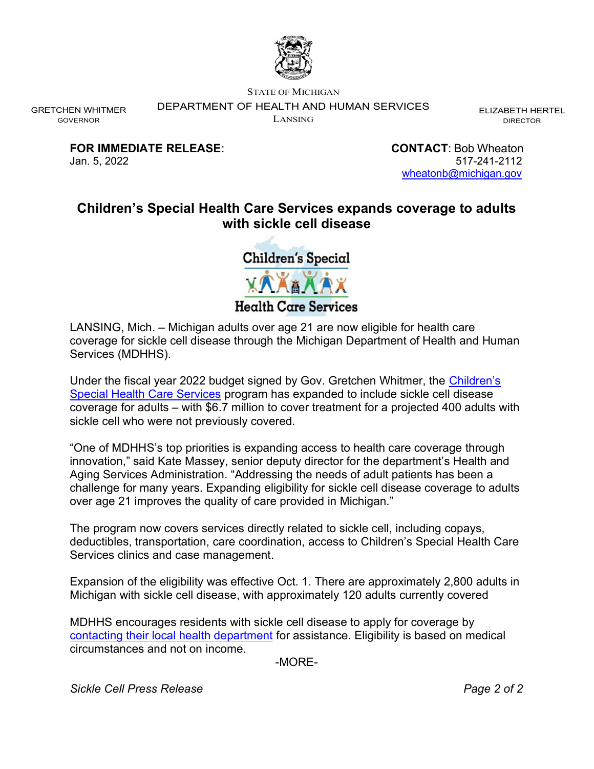STATE OF MICHIGAN

DEPARTMENT OF HEALTH AND HUMAN SERVICES

LANSING

GRETCHEN WHITMER
GOVERNOR

ELIZABETH HERTEL
DIRECTOR

**FOR IMMEDIATE RELEASE**:
Jan. 5, 2022

**CONTACT**: Bob Wheaton
517-241-2112
wheatonb@michigan.gov

# Children's Special Health Care Services expands coverage to adults with sickle cell disease

LANSING, Mich. – Michigan adults over age 21 are now eligible for health care coverage for sickle cell disease through the Michigan Department of Health and Human Services (MDHHS).

Under the fiscal year 2022 budget signed by Gov. Gretchen Whitmer, the Children's Special Health Care Services program has expanded to include sickle cell disease coverage for adults – with $6.7 million to cover treatment for a projected 400 adults with sickle cell who were not previously covered.

"One of MDHHS's top priorities is expanding access to health care coverage through innovation," said Kate Massey, senior deputy director for the department's Health and Aging Services Administration. "Addressing the needs of adult patients has been a challenge for many years. Expanding eligibility for sickle cell disease coverage to adults over age 21 improves the quality of care provided in Michigan."

The program now covers services directly related to sickle cell, including copays, deductibles, transportation, care coordination, access to Children's Special Health Care Services clinics and case management.

Expansion of the eligibility was effective Oct. 1. There are approximately 2,800 adults in Michigan with sickle cell disease, with approximately 120 adults currently covered

MDHHS encourages residents with sickle cell disease to apply for coverage by contacting their local health department for assistance. Eligibility is based on medical circumstances and not on income.

-MORE-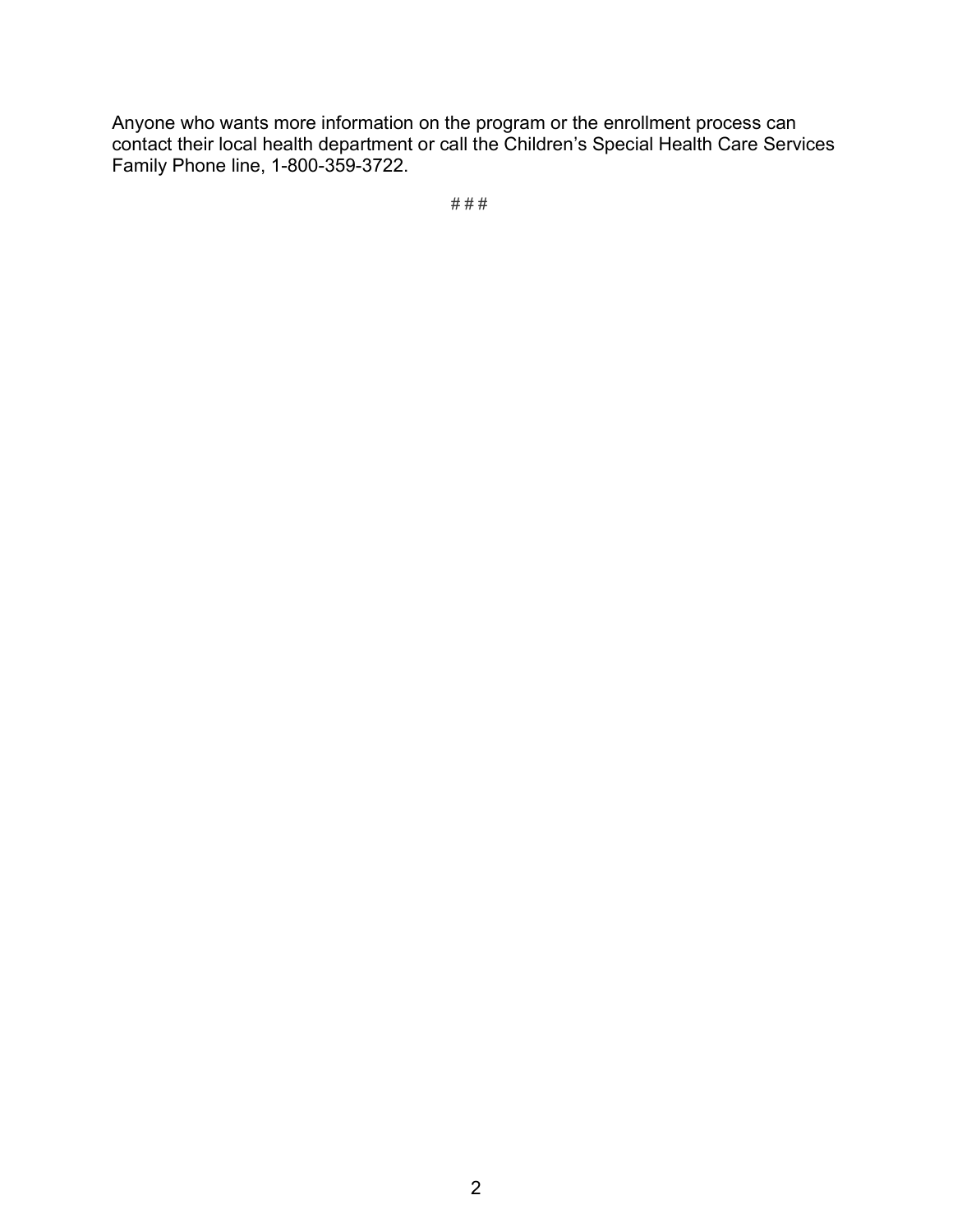Anyone who wants more information on the program or the enrollment process can contact their local health department or call the Children's Special Health Care Services Family Phone line, 1-800-359-3722.

# # #